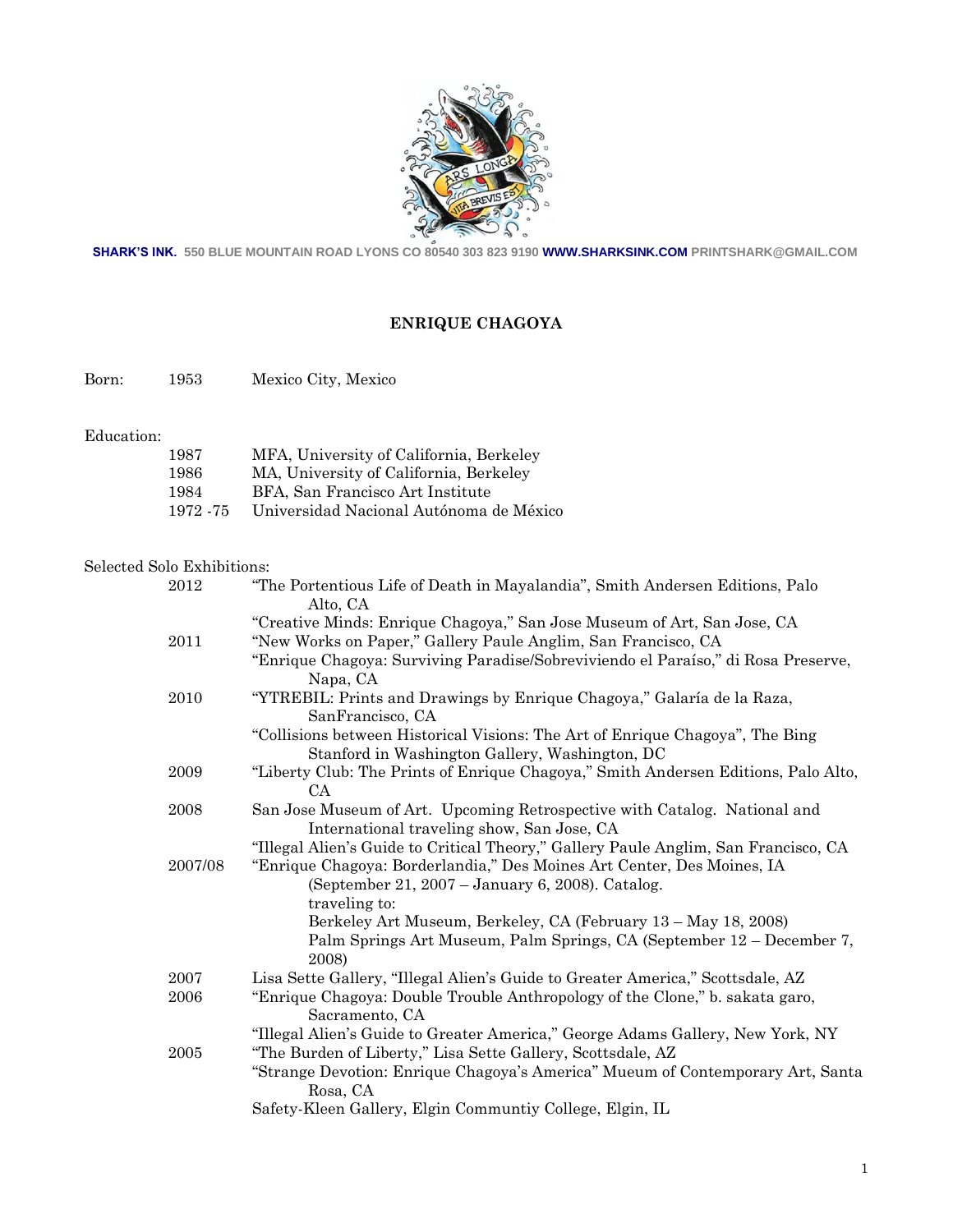**SHARK'S INK.** 550 BLUE MOUNTAIN ROAD LYONS CO 80540 303 823 9190 **WWW.SHARKSINK.COM** PRINTSHARK@GMAIL.COM

# ENRIQUE CHAGOYA

Born: 1953 Mexico City, Mexico

Education:

- 1987 MFA, University of California, Berkeley
- 1986 MA, University of California, Berkeley
- 1984 BFA, San Francisco Art Institute
- 1972 -75 Universidad Nacional Autónoma de México

Selected Solo Exhibitions:

**2012**
- "The Portentious Life of Death in Mayalandia", Smith Andersen Editions, Palo Alto, CA
- "Creative Minds: Enrique Chagoya," San Jose Museum of Art, San Jose, CA

**2011**
- "New Works on Paper," Gallery Paule Anglim, San Francisco, CA
- "Enrique Chagoya: Surviving Paradise/Sobreviviendo el Paraíso," di Rosa Preserve, Napa, CA

**2010**
- "YTREBIL: Prints and Drawings by Enrique Chagoya," Galaría de la Raza, SanFrancisco, CA
- "Collisions between Historical Visions: The Art of Enrique Chagoya", The Bing Stanford in Washington Gallery, Washington, DC

**2009**
- "Liberty Club: The Prints of Enrique Chagoya," Smith Andersen Editions, Palo Alto, CA

**2008**
- San Jose Museum of Art. Upcoming Retrospective with Catalog. National and International traveling show, San Jose, CA
- "Illegal Alien's Guide to Critical Theory," Gallery Paule Anglim, San Francisco, CA

**2007/08**
- "Enrique Chagoya: Borderlandia," Des Moines Art Center, Des Moines, IA (September 21, 2007 – January 6, 2008). Catalog.
  traveling to:
  Berkeley Art Museum, Berkeley, CA (February 13 – May 18, 2008)
  Palm Springs Art Museum, Palm Springs, CA (September 12 – December 7, 2008)

**2007**
- Lisa Sette Gallery, "Illegal Alien's Guide to Greater America," Scottsdale, AZ

**2006**
- "Enrique Chagoya: Double Trouble Anthropology of the Clone," b. sakata garo, Sacramento, CA
- "Illegal Alien's Guide to Greater America," George Adams Gallery, New York, NY

**2005**
- "The Burden of Liberty," Lisa Sette Gallery, Scottsdale, AZ
- "Strange Devotion: Enrique Chagoya's America" Mueum of Contemporary Art, Santa Rosa, CA
- Safety-Kleen Gallery, Elgin Communtiy College, Elgin, IL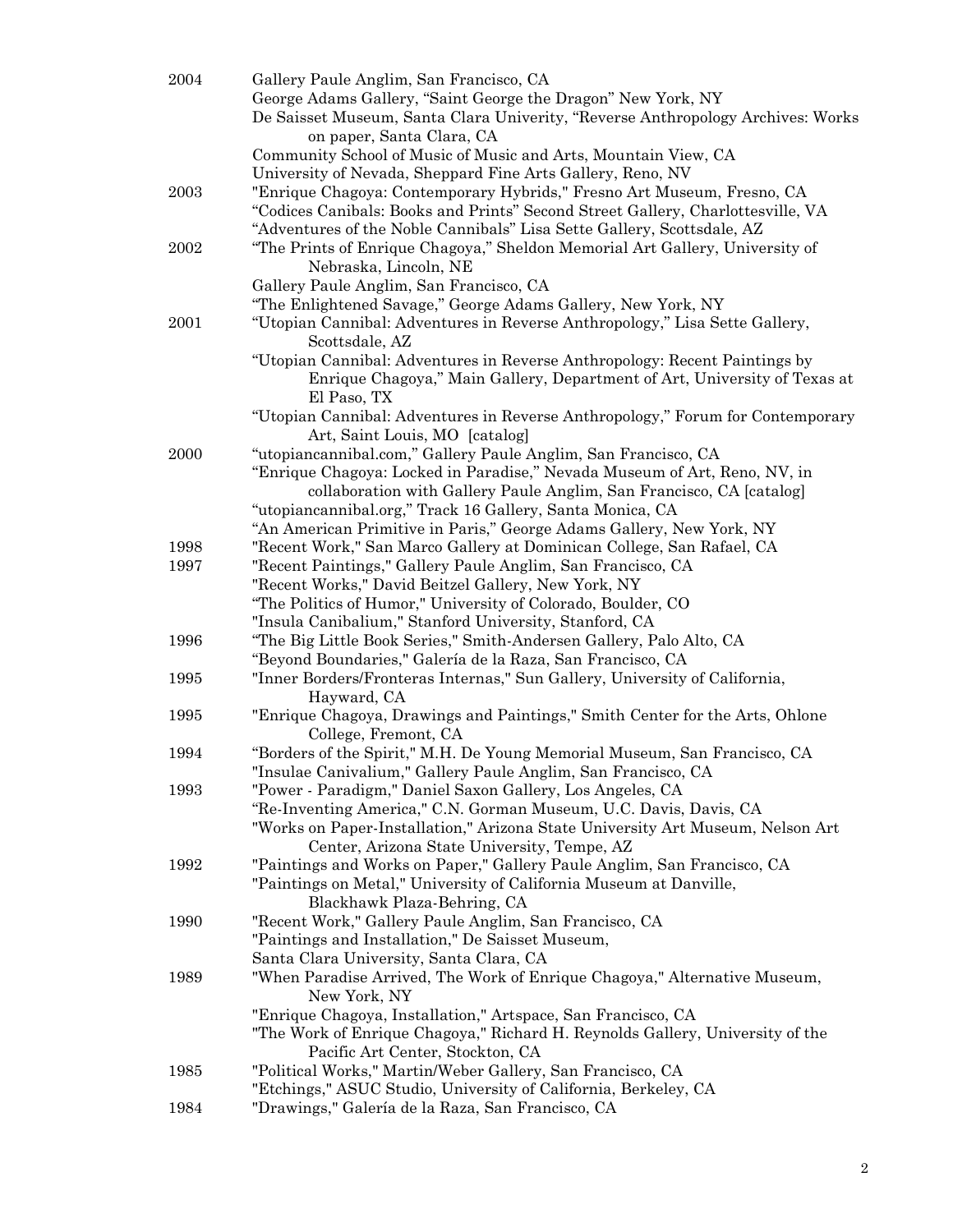2004 Gallery Paule Anglim, San Francisco, CA
George Adams Gallery, "Saint George the Dragon" New York, NY
De Saisset Museum, Santa Clara Univerity, "Reverse Anthropology Archives: Works on paper, Santa Clara, CA
Community School of Music of Music and Arts, Mountain View, CA
University of Nevada, Sheppard Fine Arts Gallery, Reno, NV

2003 "Enrique Chagoya: Contemporary Hybrids," Fresno Art Museum, Fresno, CA
"Codices Canibals: Books and Prints" Second Street Gallery, Charlottesville, VA
"Adventures of the Noble Cannibals" Lisa Sette Gallery, Scottsdale, AZ

2002 "The Prints of Enrique Chagoya," Sheldon Memorial Art Gallery, University of Nebraska, Lincoln, NE
Gallery Paule Anglim, San Francisco, CA
"The Enlightened Savage," George Adams Gallery, New York, NY

2001 "Utopian Cannibal: Adventures in Reverse Anthropology," Lisa Sette Gallery, Scottsdale, AZ
"Utopian Cannibal: Adventures in Reverse Anthropology: Recent Paintings by Enrique Chagoya," Main Gallery, Department of Art, University of Texas at El Paso, TX
"Utopian Cannibal: Adventures in Reverse Anthropology," Forum for Contemporary Art, Saint Louis, MO [catalog]

2000 "utopiancannibal.com," Gallery Paule Anglim, San Francisco, CA
"Enrique Chagoya: Locked in Paradise," Nevada Museum of Art, Reno, NV, in collaboration with Gallery Paule Anglim, San Francisco, CA [catalog]
"utopiancannibal.org," Track 16 Gallery, Santa Monica, CA
"An American Primitive in Paris," George Adams Gallery, New York, NY

1998 "Recent Work," San Marco Gallery at Dominican College, San Rafael, CA

1997 "Recent Paintings," Gallery Paule Anglim, San Francisco, CA
"Recent Works," David Beitzel Gallery, New York, NY
"The Politics of Humor," University of Colorado, Boulder, CO
"Insula Canibalium," Stanford University, Stanford, CA

1996 "The Big Little Book Series," Smith-Andersen Gallery, Palo Alto, CA
"Beyond Boundaries," Galería de la Raza, San Francisco, CA

1995 "Inner Borders/Fronteras Internas," Sun Gallery, University of California, Hayward, CA

1995 "Enrique Chagoya, Drawings and Paintings," Smith Center for the Arts, Ohlone College, Fremont, CA

1994 "Borders of the Spirit," M.H. De Young Memorial Museum, San Francisco, CA
"Insulae Canivalium," Gallery Paule Anglim, San Francisco, CA

1993 "Power - Paradigm," Daniel Saxon Gallery, Los Angeles, CA
"Re-Inventing America," C.N. Gorman Museum, U.C. Davis, Davis, CA
"Works on Paper-Installation," Arizona State University Art Museum, Nelson Art Center, Arizona State University, Tempe, AZ

1992 "Paintings and Works on Paper," Gallery Paule Anglim, San Francisco, CA
"Paintings on Metal," University of California Museum at Danville, Blackhawk Plaza-Behring, CA

1990 "Recent Work," Gallery Paule Anglim, San Francisco, CA
"Paintings and Installation," De Saisset Museum, Santa Clara University, Santa Clara, CA

1989 "When Paradise Arrived, The Work of Enrique Chagoya," Alternative Museum, New York, NY
"Enrique Chagoya, Installation," Artspace, San Francisco, CA
"The Work of Enrique Chagoya," Richard H. Reynolds Gallery, University of the Pacific Art Center, Stockton, CA

1985 "Political Works," Martin/Weber Gallery, San Francisco, CA
"Etchings," ASUC Studio, University of California, Berkeley, CA

1984 "Drawings," Galería de la Raza, San Francisco, CA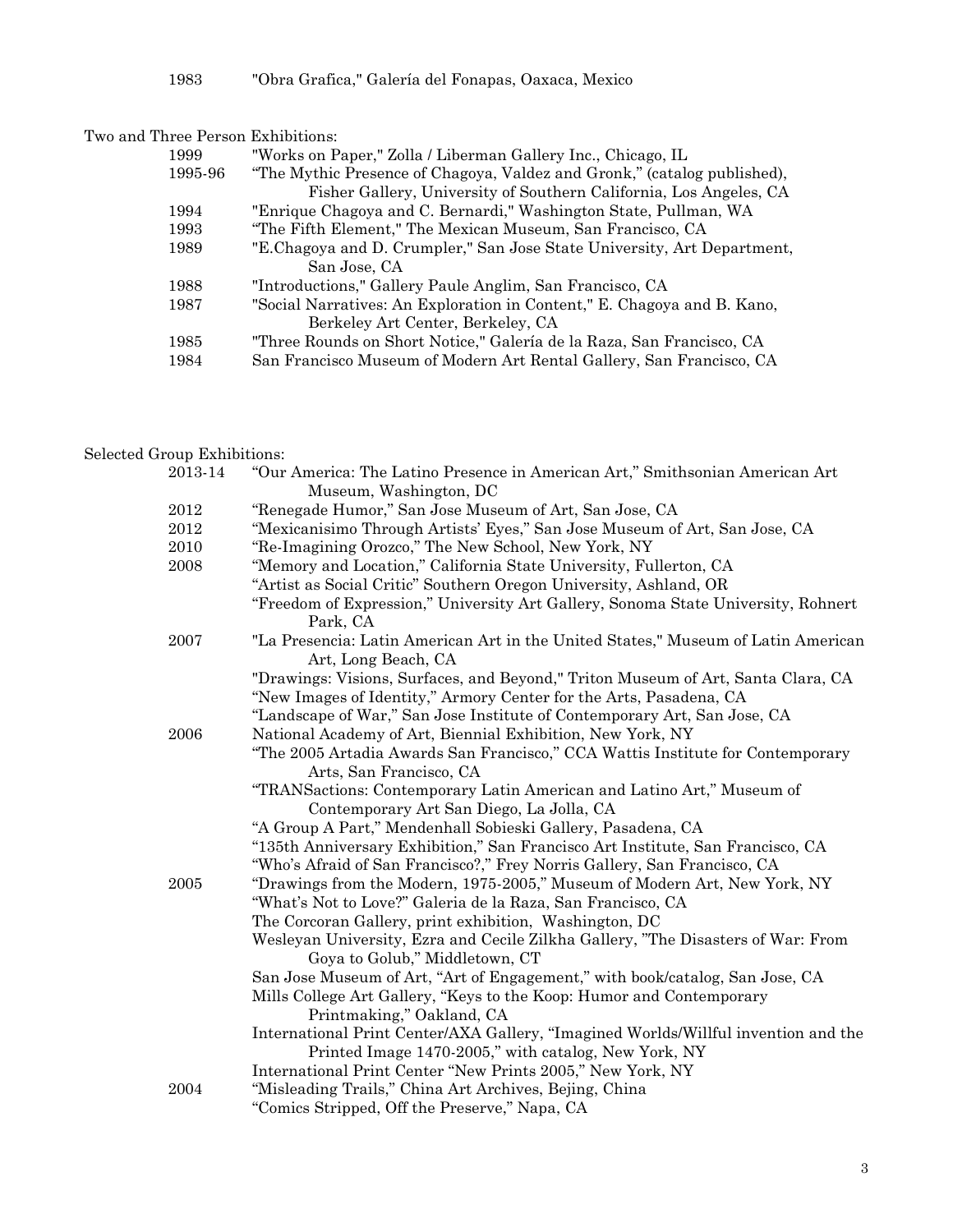1983 "Obra Grafica," Galería del Fonapas, Oaxaca, Mexico

Two and Three Person Exhibitions:

| | |
|---|---|
| 1999 | "Works on Paper," Zolla / Liberman Gallery Inc., Chicago, IL |
| 1995-96 | "The Mythic Presence of Chagoya, Valdez and Gronk," (catalog published), Fisher Gallery, University of Southern California, Los Angeles, CA |
| 1994 | "Enrique Chagoya and C. Bernardi," Washington State, Pullman, WA |
| 1993 | "The Fifth Element," The Mexican Museum, San Francisco, CA |
| 1989 | "E.Chagoya and D. Crumpler," San Jose State University, Art Department, San Jose, CA |
| 1988 | "Introductions," Gallery Paule Anglim, San Francisco, CA |
| 1987 | "Social Narratives: An Exploration in Content," E. Chagoya and B. Kano, Berkeley Art Center, Berkeley, CA |
| 1985 | "Three Rounds on Short Notice," Galería de la Raza, San Francisco, CA |
| 1984 | San Francisco Museum of Modern Art Rental Gallery, San Francisco, CA |

Selected Group Exhibitions:

| | |
|---|---|
| 2013-14 | "Our America: The Latino Presence in American Art," Smithsonian American Art Museum, Washington, DC |
| 2012 | "Renegade Humor," San Jose Museum of Art, San Jose, CA |
| 2012 | "Mexicanisimo Through Artists' Eyes," San Jose Museum of Art, San Jose, CA |
| 2010 | "Re-Imagining Orozco," The New School, New York, NY |
| 2008 | "Memory and Location," California State University, Fullerton, CA |
| | "Artist as Social Critic" Southern Oregon University, Ashland, OR |
| | "Freedom of Expression," University Art Gallery, Sonoma State University, Rohnert Park, CA |
| 2007 | "La Presencia: Latin American Art in the United States," Museum of Latin American Art, Long Beach, CA |
| | "Drawings: Visions, Surfaces, and Beyond," Triton Museum of Art, Santa Clara, CA |
| | "New Images of Identity," Armory Center for the Arts, Pasadena, CA |
| | "Landscape of War," San Jose Institute of Contemporary Art, San Jose, CA |
| 2006 | National Academy of Art, Biennial Exhibition, New York, NY |
| | "The 2005 Artadia Awards San Francisco," CCA Wattis Institute for Contemporary Arts, San Francisco, CA |
| | "TRANSactions: Contemporary Latin American and Latino Art," Museum of Contemporary Art San Diego, La Jolla, CA |
| | "A Group A Part," Mendenhall Sobieski Gallery, Pasadena, CA |
| | "135th Anniversary Exhibition," San Francisco Art Institute, San Francisco, CA |
| | "Who's Afraid of San Francisco?," Frey Norris Gallery, San Francisco, CA |
| 2005 | "Drawings from the Modern, 1975-2005," Museum of Modern Art, New York, NY |
| | "What's Not to Love?" Galeria de la Raza, San Francisco, CA |
| | The Corcoran Gallery, print exhibition, Washington, DC |
| | Wesleyan University, Ezra and Cecile Zilkha Gallery, "The Disasters of War: From Goya to Golub," Middletown, CT |
| | San Jose Museum of Art, "Art of Engagement," with book/catalog, San Jose, CA |
| | Mills College Art Gallery, "Keys to the Koop: Humor and Contemporary Printmaking," Oakland, CA |
| | International Print Center/AXA Gallery, "Imagined Worlds/Willful invention and the Printed Image 1470-2005," with catalog, New York, NY |
| | International Print Center "New Prints 2005," New York, NY |
| 2004 | "Misleading Trails," China Art Archives, Bejing, China |
| | "Comics Stripped, Off the Preserve," Napa, CA |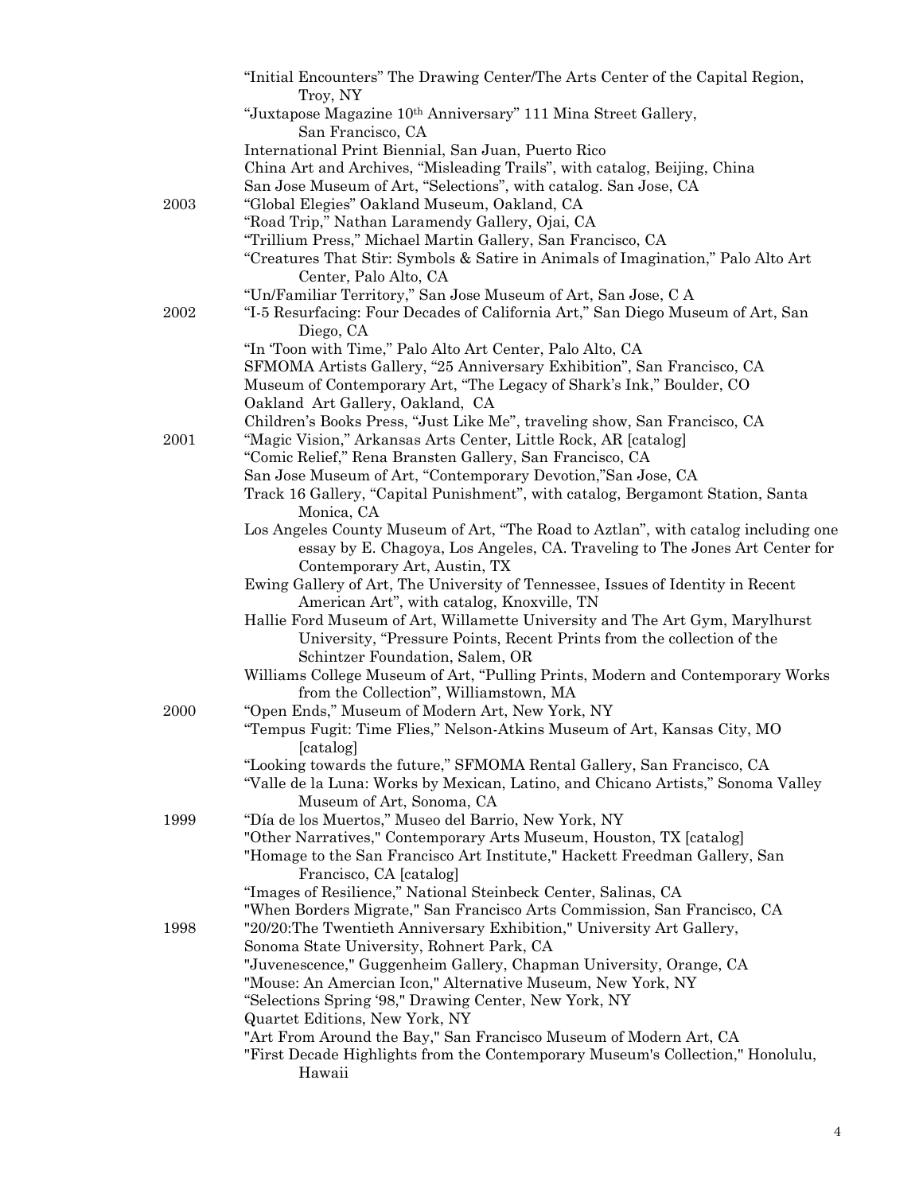"Initial Encounters" The Drawing Center/The Arts Center of the Capital Region, Troy, NY

"Juxtapose Magazine 10th Anniversary" 111 Mina Street Gallery, San Francisco, CA

International Print Biennial, San Juan, Puerto Rico

China Art and Archives, "Misleading Trails", with catalog, Beijing, China

San Jose Museum of Art, "Selections", with catalog. San Jose, CA

**2003**

"Global Elegies" Oakland Museum, Oakland, CA

"Road Trip," Nathan Laramendy Gallery, Ojai, CA

"Trillium Press," Michael Martin Gallery, San Francisco, CA

"Creatures That Stir: Symbols & Satire in Animals of Imagination," Palo Alto Art Center, Palo Alto, CA

"Un/Familiar Territory," San Jose Museum of Art, San Jose, C A

**2002**

"I-5 Resurfacing: Four Decades of California Art," San Diego Museum of Art, San Diego, CA

"In 'Toon with Time," Palo Alto Art Center, Palo Alto, CA

SFMOMA Artists Gallery, "25 Anniversary Exhibition", San Francisco, CA

Museum of Contemporary Art, "The Legacy of Shark's Ink," Boulder, CO

Oakland Art Gallery, Oakland, CA

Children's Books Press, "Just Like Me", traveling show, San Francisco, CA

**2001**

"Magic Vision," Arkansas Arts Center, Little Rock, AR [catalog]

"Comic Relief," Rena Branstén Gallery, San Francisco, CA

San Jose Museum of Art, "Contemporary Devotion,"San Jose, CA

Track 16 Gallery, "Capital Punishment", with catalog, Bergamont Station, Santa Monica, CA

Los Angeles County Museum of Art, "The Road to Aztlan", with catalog including one essay by E. Chagoya, Los Angeles, CA. Traveling to The Jones Art Center for Contemporary Art, Austin, TX

Ewing Gallery of Art, The University of Tennessee, Issues of Identity in Recent American Art", with catalog, Knoxville, TN

Hallie Ford Museum of Art, Willamette University and The Art Gym, Marylhurst University, "Pressure Points, Recent Prints from the collection of the Schintzer Foundation, Salem, OR

Williams College Museum of Art, "Pulling Prints, Modern and Contemporary Works from the Collection", Williamstown, MA

**2000**

"Open Ends," Museum of Modern Art, New York, NY

"Tempus Fugit: Time Flies," Nelson-Atkins Museum of Art, Kansas City, MO [catalog]

"Looking towards the future," SFMOMA Rental Gallery, San Francisco, CA

"Valle de la Luna: Works by Mexican, Latino, and Chicano Artists," Sonoma Valley Museum of Art, Sonoma, CA

**1999**

"Día de los Muertos," Museo del Barrio, New York, NY

"Other Narratives," Contemporary Arts Museum, Houston, TX [catalog]

"Homage to the San Francisco Art Institute," Hackett Freedman Gallery, San Francisco, CA [catalog]

"Images of Resilience," National Steinbeck Center, Salinas, CA

"When Borders Migrate," San Francisco Arts Commission, San Francisco, CA

**1998**

"20/20:The Twentieth Anniversary Exhibition," University Art Gallery, Sonoma State University, Rohnert Park, CA

"Juvenescence," Guggenheim Gallery, Chapman University, Orange, CA

"Mouse: An Amercian Icon," Alternative Museum, New York, NY

"Selections Spring '98," Drawing Center, New York, NY

Quartet Editions, New York, NY

"Art From Around the Bay," San Francisco Museum of Modern Art, CA

"First Decade Highlights from the Contemporary Museum's Collection," Honolulu, Hawaii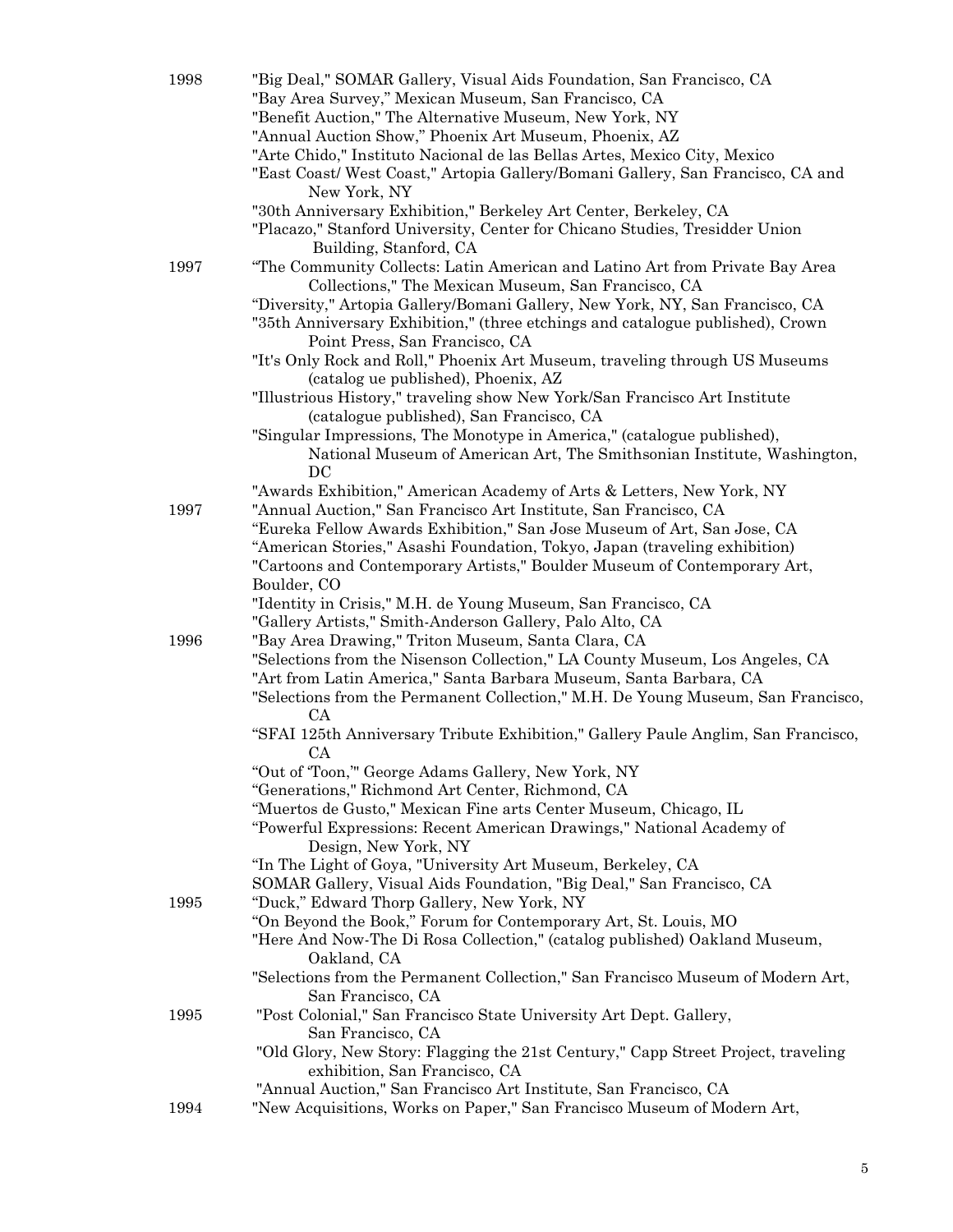1998 "Big Deal," SOMAR Gallery, Visual Aids Foundation, San Francisco, CA
"Bay Area Survey," Mexican Museum, San Francisco, CA
"Benefit Auction," The Alternative Museum, New York, NY
"Annual Auction Show," Phoenix Art Museum, Phoenix, AZ
"Arte Chido," Instituto Nacional de las Bellas Artes, Mexico City, Mexico
"East Coast/ West Coast," Artopia Gallery/Bomani Gallery, San Francisco, CA and New York, NY
"30th Anniversary Exhibition," Berkeley Art Center, Berkeley, CA
"Placazo," Stanford University, Center for Chicano Studies, Tresidder Union Building, Stanford, CA

1997 "The Community Collects: Latin American and Latino Art from Private Bay Area Collections," The Mexican Museum, San Francisco, CA
"Diversity," Artopia Gallery/Bomani Gallery, New York, NY, San Francisco, CA
"35th Anniversary Exhibition," (three etchings and catalogue published), Crown Point Press, San Francisco, CA
"It's Only Rock and Roll," Phoenix Art Museum, traveling through US Museums (catalog ue published), Phoenix, AZ
"Illustrious History," traveling show New York/San Francisco Art Institute (catalogue published), San Francisco, CA
"Singular Impressions, The Monotype in America," (catalogue published), National Museum of American Art, The Smithsonian Institute, Washington, DC
"Awards Exhibition," American Academy of Arts & Letters, New York, NY

1997 "Annual Auction," San Francisco Art Institute, San Francisco, CA
"Eureka Fellow Awards Exhibition," San Jose Museum of Art, San Jose, CA
"American Stories," Asashi Foundation, Tokyo, Japan (traveling exhibition)
"Cartoons and Contemporary Artists," Boulder Museum of Contemporary Art, Boulder, CO
"Identity in Crisis," M.H. de Young Museum, San Francisco, CA
"Gallery Artists," Smith-Anderson Gallery, Palo Alto, CA

1996 "Bay Area Drawing," Triton Museum, Santa Clara, CA
"Selections from the Nisenson Collection," LA County Museum, Los Angeles, CA
"Art from Latin America," Santa Barbara Museum, Santa Barbara, CA
"Selections from the Permanent Collection," M.H. De Young Museum, San Francisco, CA
"SFAI 125th Anniversary Tribute Exhibition," Gallery Paule Anglim, San Francisco, CA
"Out of 'Toon,'" George Adams Gallery, New York, NY
"Generations," Richmond Art Center, Richmond, CA
"Muertos de Gusto," Mexican Fine arts Center Museum, Chicago, IL
"Powerful Expressions: Recent American Drawings," National Academy of Design, New York, NY
"In The Light of Goya, "University Art Museum, Berkeley, CA
SOMAR Gallery, Visual Aids Foundation, "Big Deal," San Francisco, CA

1995 "Duck," Edward Thorp Gallery, New York, NY
"On Beyond the Book," Forum for Contemporary Art, St. Louis, MO
"Here And Now-The Di Rosa Collection," (catalog published) Oakland Museum, Oakland, CA
"Selections from the Permanent Collection," San Francisco Museum of Modern Art, San Francisco, CA

1995 "Post Colonial," San Francisco State University Art Dept. Gallery, San Francisco, CA
"Old Glory, New Story: Flagging the 21st Century," Capp Street Project, traveling exhibition, San Francisco, CA
"Annual Auction," San Francisco Art Institute, San Francisco, CA

1994 "New Acquisitions, Works on Paper," San Francisco Museum of Modern Art,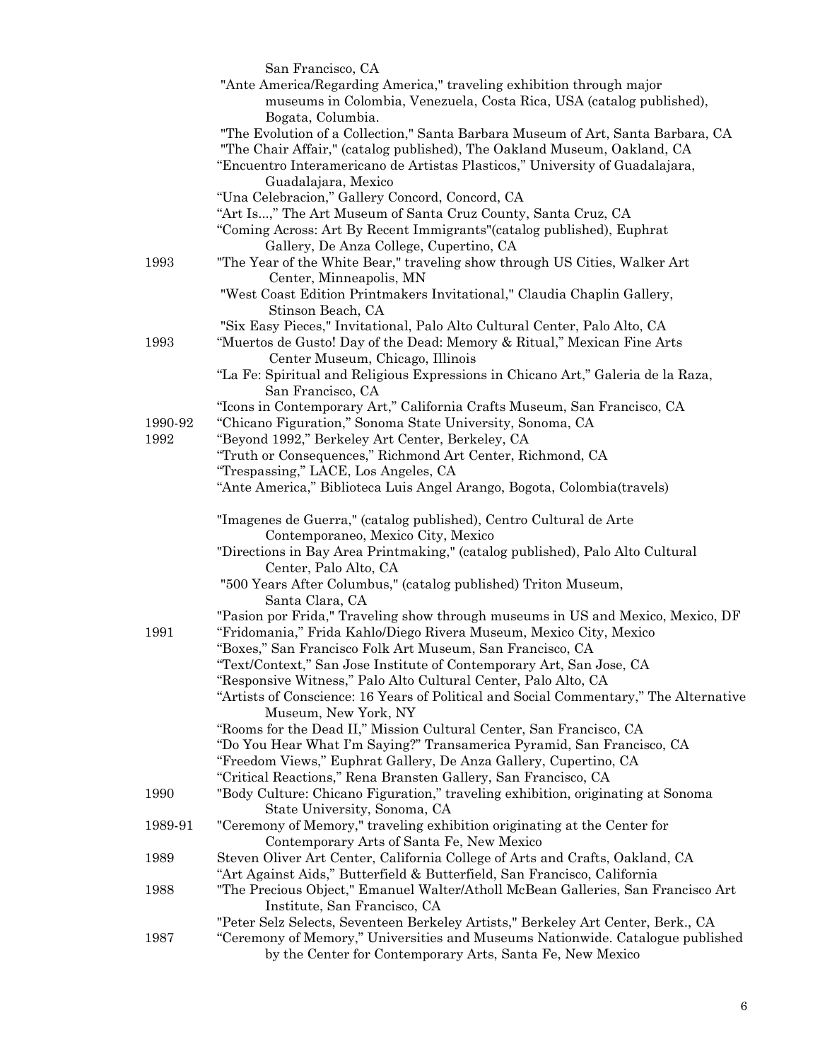San Francisco, CA

"Ante America/Regarding America," traveling exhibition through major museums in Colombia, Venezuela, Costa Rica, USA (catalog published), Bogata, Columbia.

"The Evolution of a Collection," Santa Barbara Museum of Art, Santa Barbara, CA

"The Chair Affair," (catalog published), The Oakland Museum, Oakland, CA

"Encuentro Interamericano de Artistas Plasticos," University of Guadalajara, Guadalajara, Mexico

"Una Celebracion," Gallery Concord, Concord, CA

"Art Is...," The Art Museum of Santa Cruz County, Santa Cruz, CA

"Coming Across: Art By Recent Immigrants"(catalog published), Euphrat Gallery, De Anza College, Cupertino, CA

1993 "The Year of the White Bear," traveling show through US Cities, Walker Art Center, Minneapolis, MN

"West Coast Edition Printmakers Invitational," Claudia Chaplin Gallery, Stinson Beach, CA

"Six Easy Pieces," Invitational, Palo Alto Cultural Center, Palo Alto, CA

1993 "Muertos de Gusto! Day of the Dead: Memory & Ritual," Mexican Fine Arts Center Museum, Chicago, Illinois

"La Fe: Spiritual and Religious Expressions in Chicano Art," Galeria de la Raza, San Francisco, CA

"Icons in Contemporary Art," California Crafts Museum, San Francisco, CA

1990-92 "Chicano Figuration," Sonoma State University, Sonoma, CA

1992 "Beyond 1992," Berkeley Art Center, Berkeley, CA

"Truth or Consequences," Richmond Art Center, Richmond, CA

"Trespassing," LACE, Los Angeles, CA

"Ante America," Biblioteca Luis Angel Arango, Bogota, Colombia(travels)

"Imagenes de Guerra," (catalog published), Centro Cultural de Arte Contemporaneo, Mexico City, Mexico

"Directions in Bay Area Printmaking," (catalog published), Palo Alto Cultural Center, Palo Alto, CA

"500 Years After Columbus," (catalog published) Triton Museum, Santa Clara, CA

"Pasion por Frida," Traveling show through museums in US and Mexico, Mexico, DF

1991 "Fridomania," Frida Kahlo/Diego Rivera Museum, Mexico City, Mexico

"Boxes," San Francisco Folk Art Museum, San Francisco, CA

"Text/Context," San Jose Institute of Contemporary Art, San Jose, CA

"Responsive Witness," Palo Alto Cultural Center, Palo Alto, CA

"Artists of Conscience: 16 Years of Political and Social Commentary," The Alternative Museum, New York, NY

"Rooms for the Dead II," Mission Cultural Center, San Francisco, CA

"Do You Hear What I'm Saying?" Transamerica Pyramid, San Francisco, CA

"Freedom Views," Euphrat Gallery, De Anza Gallery, Cupertino, CA

"Critical Reactions," Rena Bransten Gallery, San Francisco, CA

1990 "Body Culture: Chicano Figuration," traveling exhibition, originating at Sonoma State University, Sonoma, CA

1989-91 "Ceremony of Memory," traveling exhibition originating at the Center for Contemporary Arts of Santa Fe, New Mexico

1989 Steven Oliver Art Center, California College of Arts and Crafts, Oakland, CA

"Art Against Aids," Butterfield & Butterfield, San Francisco, California

1988 "The Precious Object," Emanuel Walter/Atholl McBean Galleries, San Francisco Art Institute, San Francisco, CA

"Peter Selz Selects, Seventeen Berkeley Artists," Berkeley Art Center, Berk., CA

1987 "Ceremony of Memory," Universities and Museums Nationwide. Catalogue published by the Center for Contemporary Arts, Santa Fe, New Mexico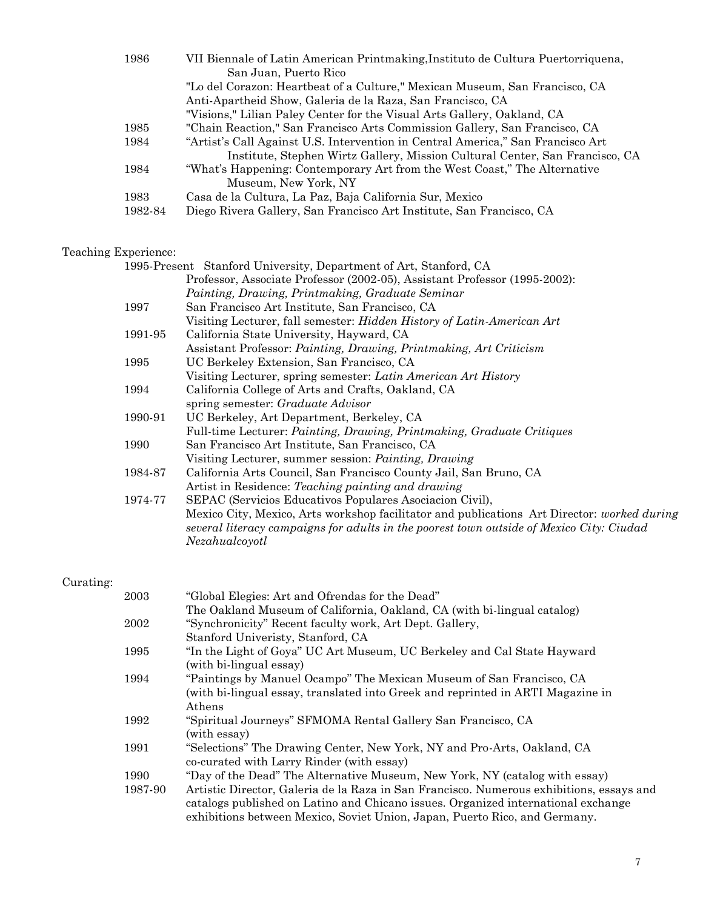| | |
|---|---|
| 1986 | VII Biennale of Latin American Printmaking,Instituto de Cultura Puertorriquena, San Juan, Puerto Rico |
| | "Lo del Corazon: Heartbeat of a Culture," Mexican Museum, San Francisco, CA |
| | Anti-Apartheid Show, Galeria de la Raza, San Francisco, CA |
| | "Visions," Lilian Paley Center for the Visual Arts Gallery, Oakland, CA |
| 1985 | "Chain Reaction," San Francisco Arts Commission Gallery, San Francisco, CA |
| 1984 | "Artist's Call Against U.S. Intervention in Central America," San Francisco Art Institute, Stephen Wirtz Gallery, Mission Cultural Center, San Francisco, CA |
| 1984 | "What's Happening: Contemporary Art from the West Coast," The Alternative Museum, New York, NY |
| 1983 | Casa de la Cultura, La Paz, Baja California Sur, Mexico |
| 1982-84 | Diego Rivera Gallery, San Francisco Art Institute, San Francisco, CA |

Teaching Experience:

| | |
|---|---|
| 1995-Present | Stanford University, Department of Art, Stanford, CA<br>Professor, Associate Professor (2002-05), Assistant Professor (1995-2002): *Painting, Drawing, Printmaking, Graduate Seminar* |
| 1997 | San Francisco Art Institute, San Francisco, CA<br>Visiting Lecturer, fall semester: *Hidden History of Latin-American Art* |
| 1991-95 | California State University, Hayward, CA<br>Assistant Professor: *Painting, Drawing, Printmaking, Art Criticism* |
| 1995 | UC Berkeley Extension, San Francisco, CA<br>Visiting Lecturer, spring semester: *Latin American Art History* |
| 1994 | California College of Arts and Crafts, Oakland, CA<br>spring semester: *Graduate Advisor* |
| 1990-91 | UC Berkeley, Art Department, Berkeley, CA<br>Full-time Lecturer: *Painting, Drawing, Printmaking, Graduate Critiques* |
| 1990 | San Francisco Art Institute, San Francisco, CA<br>Visiting Lecturer, summer session: *Painting, Drawing* |
| 1984-87 | California Arts Council, San Francisco County Jail, San Bruno, CA<br>Artist in Residence: *Teaching painting and drawing* |
| 1974-77 | SEPAC (Servicios Educativos Populares Asociacion Civil),<br>Mexico City, Mexico, Arts workshop facilitator and publications Art Director: *worked during several literacy campaigns for adults in the poorest town outside of Mexico City: Ciudad Nezahualcoyotl* |

Curating:

| | |
|---|---|
| 2003 | "Global Elegies: Art and Ofrendas for the Dead"<br>The Oakland Museum of California, Oakland, CA (with bi-lingual catalog) |
| 2002 | "Synchronicity" Recent faculty work, Art Dept. Gallery, Stanford Univeristy, Stanford, CA |
| 1995 | "In the Light of Goya" UC Art Museum, UC Berkeley and Cal State Hayward (with bi-lingual essay) |
| 1994 | "Paintings by Manuel Ocampo" The Mexican Museum of San Francisco, CA (with bi-lingual essay, translated into Greek and reprinted in ARTI Magazine in Athens |
| 1992 | "Spiritual Journeys" SFMOMA Rental Gallery San Francisco, CA (with essay) |
| 1991 | "Selections" The Drawing Center, New York, NY and Pro-Arts, Oakland, CA co-curated with Larry Rinder (with essay) |
| 1990 | "Day of the Dead" The Alternative Museum, New York, NY (catalog with essay) |
| 1987-90 | Artistic Director, Galeria de la Raza in San Francisco. Numerous exhibitions, essays and catalogs published on Latino and Chicano issues. Organized international exchange exhibitions between Mexico, Soviet Union, Japan, Puerto Rico, and Germany. |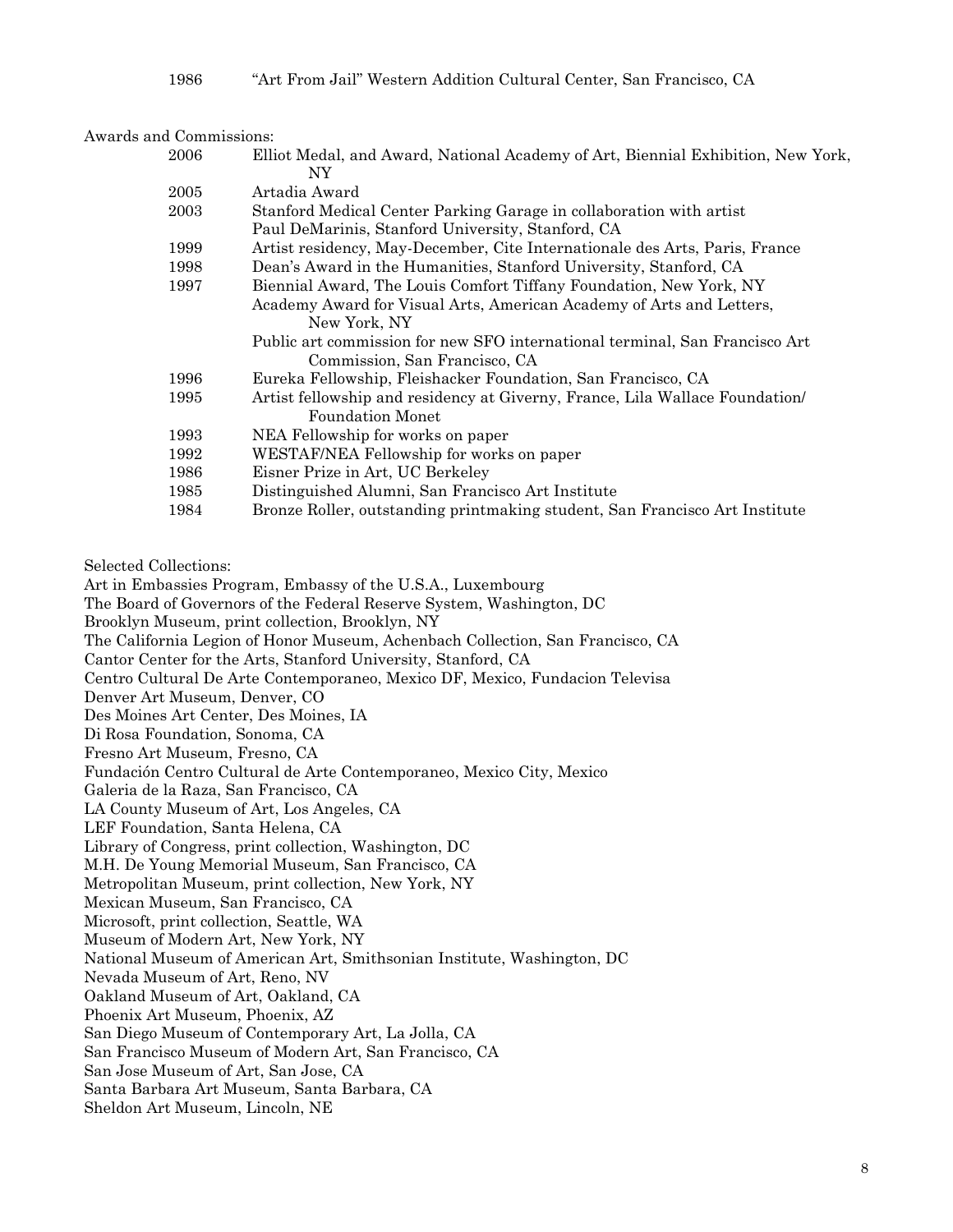1986 "Art From Jail" Western Addition Cultural Center, San Francisco, CA

Awards and Commissions:

| | |
|---|---|
| 2006 | Elliot Medal, and Award, National Academy of Art, Biennial Exhibition, New York, NY |
| 2005 | Artadia Award |
| 2003 | Stanford Medical Center Parking Garage in collaboration with artist Paul DeMarinis, Stanford University, Stanford, CA |
| 1999 | Artist residency, May-December, Cite Internationale des Arts, Paris, France |
| 1998 | Dean's Award in the Humanities, Stanford University, Stanford, CA |
| 1997 | Biennial Award, The Louis Comfort Tiffany Foundation, New York, NY |
| | Academy Award for Visual Arts, American Academy of Arts and Letters, New York, NY |
| | Public art commission for new SFO international terminal, San Francisco Art Commission, San Francisco, CA |
| 1996 | Eureka Fellowship, Fleishacker Foundation, San Francisco, CA |
| 1995 | Artist fellowship and residency at Giverny, France, Lila Wallace Foundation/ Foundation Monet |
| 1993 | NEA Fellowship for works on paper |
| 1992 | WESTAF/NEA Fellowship for works on paper |
| 1986 | Eisner Prize in Art, UC Berkeley |
| 1985 | Distinguished Alumni, San Francisco Art Institute |
| 1984 | Bronze Roller, outstanding printmaking student, San Francisco Art Institute |

Selected Collections:

Art in Embassies Program, Embassy of the U.S.A., Luxembourg
The Board of Governors of the Federal Reserve System, Washington, DC
Brooklyn Museum, print collection, Brooklyn, NY
The California Legion of Honor Museum, Achenbach Collection, San Francisco, CA
Cantor Center for the Arts, Stanford University, Stanford, CA
Centro Cultural De Arte Contemporaneo, Mexico DF, Mexico, Fundacion Televisa
Denver Art Museum, Denver, CO
Des Moines Art Center, Des Moines, IA
Di Rosa Foundation, Sonoma, CA
Fresno Art Museum, Fresno, CA
Fundación Centro Cultural de Arte Contemporaneo, Mexico City, Mexico
Galeria de la Raza, San Francisco, CA
LA County Museum of Art, Los Angeles, CA
LEF Foundation, Santa Helena, CA
Library of Congress, print collection, Washington, DC
M.H. De Young Memorial Museum, San Francisco, CA
Metropolitan Museum, print collection, New York, NY
Mexican Museum, San Francisco, CA
Microsoft, print collection, Seattle, WA
Museum of Modern Art, New York, NY
National Museum of American Art, Smithsonian Institute, Washington, DC
Nevada Museum of Art, Reno, NV
Oakland Museum of Art, Oakland, CA
Phoenix Art Museum, Phoenix, AZ
San Diego Museum of Contemporary Art, La Jolla, CA
San Francisco Museum of Modern Art, San Francisco, CA
San Jose Museum of Art, San Jose, CA
Santa Barbara Art Museum, Santa Barbara, CA
Sheldon Art Museum, Lincoln, NE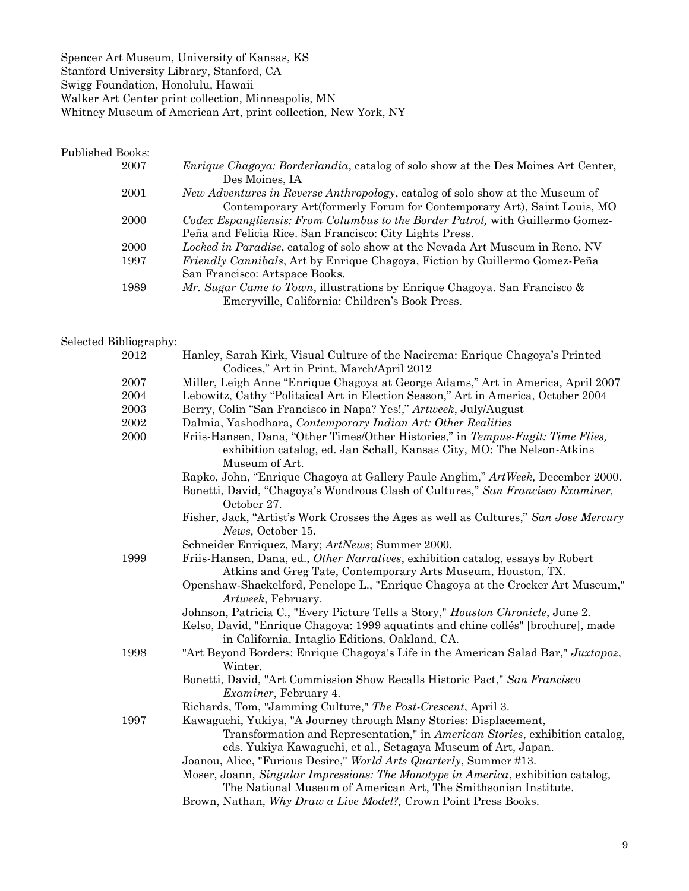Spencer Art Museum, University of Kansas, KS
Stanford University Library, Stanford, CA
Swigg Foundation, Honolulu, Hawaii
Walker Art Center print collection, Minneapolis, MN
Whitney Museum of American Art, print collection, New York, NY

Published Books:

2007 *Enrique Chagoya: Borderlandia*, catalog of solo show at the Des Moines Art Center, Des Moines, IA

2001 *New Adventures in Reverse Anthropology*, catalog of solo show at the Museum of Contemporary Art(formerly Forum for Contemporary Art), Saint Louis, MO

2000 *Codex Espangliensis: From Columbus to the Border Patrol,* with Guillermo Gomez-Peña and Felicia Rice. San Francisco: City Lights Press.

2000 *Locked in Paradise*, catalog of solo show at the Nevada Art Museum in Reno, NV

1997 *Friendly Cannibals*, Art by Enrique Chagoya, Fiction by Guillermo Gomez-Peña San Francisco: Artspace Books.

1989 *Mr. Sugar Came to Town*, illustrations by Enrique Chagoya. San Francisco & Emeryville, California: Children's Book Press.

Selected Bibliography:

2012 Hanley, Sarah Kirk, Visual Culture of the Nacirema: Enrique Chagoya's Printed Codices," Art in Print, March/April 2012

2007 Miller, Leigh Anne "Enrique Chagoya at George Adams," Art in America, April 2007

2004 Lebowitz, Cathy "Politaical Art in Election Season," Art in America, October 2004

2003 Berry, Colin "San Francisco in Napa? Yes!," *Artweek*, July/August

2002 Dalmia, Yashodhara, *Contemporary Indian Art: Other Realities*

2000 Friis-Hansen, Dana, "Other Times/Other Histories," in *Tempus-Fugit: Time Flies,* exhibition catalog, ed. Jan Schall, Kansas City, MO: The Nelson-Atkins Museum of Art.

Rapko, John, "Enrique Chagoya at Gallery Paule Anglim," *ArtWeek,* December 2000.

Bonetti, David, "Chagoya's Wondrous Clash of Cultures," *San Francisco Examiner,* October 27.

Fisher, Jack, "Artist's Work Crosses the Ages as well as Cultures," *San Jose Mercury News,* October 15.

Schneider Enriquez, Mary; *ArtNews*; Summer 2000.

1999 Friis-Hansen, Dana, ed., *Other Narratives*, exhibition catalog, essays by Robert Atkins and Greg Tate, Contemporary Arts Museum, Houston, TX.

Openshaw-Shackelford, Penelope L., "Enrique Chagoya at the Crocker Art Museum," *Artweek*, February.

Johnson, Patricia C., "Every Picture Tells a Story," *Houston Chronicle*, June 2.

Kelso, David, "Enrique Chagoya: 1999 aquatints and chine collés" [brochure], made in California, Intaglio Editions, Oakland, CA.

1998 "Art Beyond Borders: Enrique Chagoya's Life in the American Salad Bar," *Juxtapoz*, Winter.

Bonetti, David, "Art Commission Show Recalls Historic Pact," *San Francisco Examiner*, February 4.

Richards, Tom, "Jamming Culture," *The Post-Crescent*, April 3.

1997 Kawaguchi, Yukiya, "A Journey through Many Stories: Displacement, Transformation and Representation," in *American Stories*, exhibition catalog, eds. Yukiya Kawaguchi, et al., Setagaya Museum of Art, Japan.

Joanou, Alice, "Furious Desire," *World Arts Quarterly*, Summer #13.

Moser, Joann, *Singular Impressions: The Monotype in America*, exhibition catalog, The National Museum of American Art, The Smithsonian Institute.

Brown, Nathan, *Why Draw a Live Model?,* Crown Point Press Books.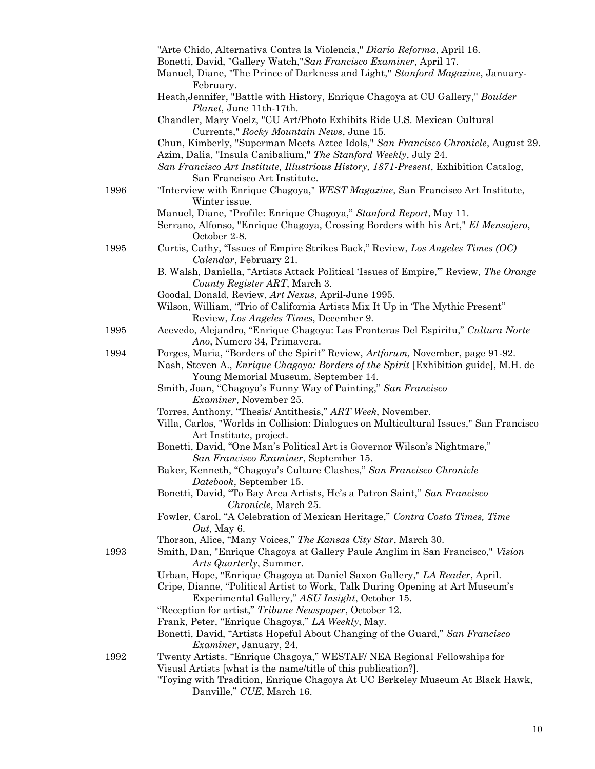"Arte Chido, Alternativa Contra la Violencia," *Diario Reforma*, April 16.

Bonetti, David, "Gallery Watch,"*San Francisco Examiner*, April 17.

Manuel, Diane, "The Prince of Darkness and Light," *Stanford Magazine*, January-February.

Heath,Jennifer, "Battle with History, Enrique Chagoya at CU Gallery," *Boulder Planet*, June 11th-17th.

Chandler, Mary Voelz, "CU Art/Photo Exhibits Ride U.S. Mexican Cultural Currents," *Rocky Mountain News*, June 15.

Chun, Kimberly, "Superman Meets Aztec Idols," *San Francisco Chronicle*, August 29.

Azim, Dalia, "Insula Canibalium," *The Stanford Weekly*, July 24.

*San Francisco Art Institute, Illustrious History, 1871-Present*, Exhibition Catalog, San Francisco Art Institute.

**1996**

"Interview with Enrique Chagoya," *WEST Magazine*, San Francisco Art Institute, Winter issue.

Manuel, Diane, "Profile: Enrique Chagoya," *Stanford Report*, May 11.

Serrano, Alfonso, "Enrique Chagoya, Crossing Borders with his Art," *El Mensajero*, October 2-8.

**1995**

Curtis, Cathy, "Issues of Empire Strikes Back," Review, *Los Angeles Times (OC) Calendar*, February 21.

B. Walsh, Daniella, "Artists Attack Political 'Issues of Empire,'" Review, *The Orange County Register ART*, March 3.

Goodal, Donald, Review, *Art Nexus*, April-June 1995.

Wilson, William, "Trio of California Artists Mix It Up in 'The Mythic Present" Review, *Los Angeles Times*, December 9.

**1995**

Acevedo, Alejandro, "Enrique Chagoya: Las Fronteras Del Espiritu," *Cultura Norte Ano*, Numero 34, Primavera.

**1994**

Porges, Maria, "Borders of the Spirit" Review, *Artforum,* November, page 91-92.

Nash, Steven A., *Enrique Chagoya: Borders of the Spirit* [Exhibition guide], M.H. de Young Memorial Museum, September 14.

Smith, Joan, "Chagoya's Funny Way of Painting," *San Francisco Examiner*, November 25.

Torres, Anthony, "Thesis/ Antithesis," *ART Week*, November.

Villa, Carlos, "Worlds in Collision: Dialogues on Multicultural Issues," San Francisco Art Institute, project.

Bonetti, David, "One Man's Political Art is Governor Wilson's Nightmare," *San Francisco Examiner*, September 15.

Baker, Kenneth, "Chagoya's Culture Clashes," *San Francisco Chronicle Datebook*, September 15.

Bonetti, David, "To Bay Area Artists, He's a Patron Saint," *San Francisco Chronicle*, March 25.

Fowler, Carol, "A Celebration of Mexican Heritage," *Contra Costa Times, Time Out*, May 6.

Thorson, Alice, "Many Voices," *The Kansas City Star*, March 30.

**1993**

Smith, Dan, "Enrique Chagoya at Gallery Paule Anglim in San Francisco," *Vision Arts Quarterly*, Summer.

Urban, Hope, "Enrique Chagoya at Daniel Saxon Gallery," *LA Reader*, April.

Cripe, Dianne, "Political Artist to Work, Talk During Opening at Art Museum's Experimental Gallery," *ASU Insight*, October 15.

"Reception for artist," *Tribune Newspaper*, October 12.

Frank, Peter, "Enrique Chagoya," *LA Weekly*, May.

Bonetti, David, "Artists Hopeful About Changing of the Guard," *San Francisco Examiner*, January, 24.

**1992**

Twenty Artists. "Enrique Chagoya," WESTAF/ NEA Regional Fellowships for Visual Artists [what is the name/title of this publication?].

"Toying with Tradition, Enrique Chagoya At UC Berkeley Museum At Black Hawk, Danville," *CUE*, March 16.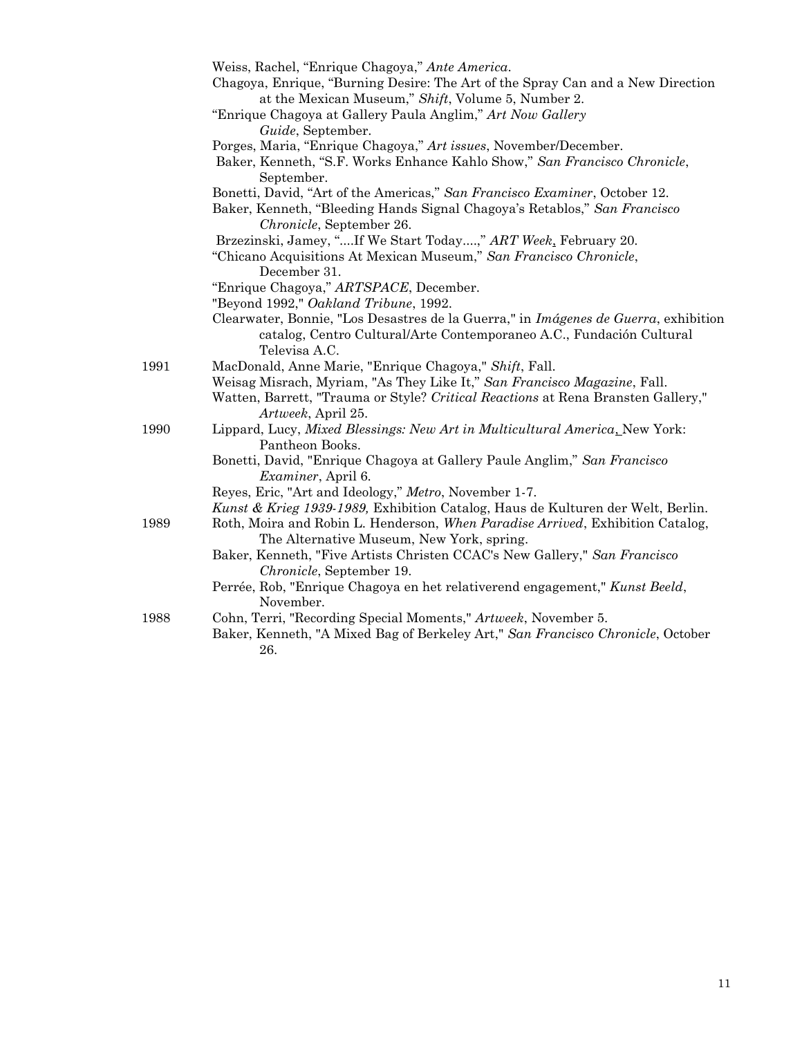Weiss, Rachel, "Enrique Chagoya," *Ante America*.

Chagoya, Enrique, "Burning Desire: The Art of the Spray Can and a New Direction at the Mexican Museum," *Shift*, Volume 5, Number 2.

"Enrique Chagoya at Gallery Paula Anglim," *Art Now Gallery Guide*, September.

Porges, Maria, "Enrique Chagoya," *Art issues*, November/December.

Baker, Kenneth, "S.F. Works Enhance Kahlo Show," *San Francisco Chronicle*, September.

Bonetti, David, "Art of the Americas," *San Francisco Examiner*, October 12.

Baker, Kenneth, "Bleeding Hands Signal Chagoya's Retablos," *San Francisco Chronicle*, September 26.

Brzezinski, Jamey, "....If We Start Today....," *ART Week*, February 20.

"Chicano Acquisitions At Mexican Museum," *San Francisco Chronicle*, December 31.

"Enrique Chagoya," *ARTSPACE*, December.

"Beyond 1992," *Oakland Tribune*, 1992.

Clearwater, Bonnie, "Los Desastres de la Guerra," in *Imágenes de Guerra*, exhibition catalog, Centro Cultural/Arte Contemporaneo A.C., Fundación Cultural Televisa A.C.

1991 MacDonald, Anne Marie, "Enrique Chagoya," *Shift*, Fall.

Weisag Misrach, Myriam, "As They Like It," *San Francisco Magazine*, Fall.

Watten, Barrett, "Trauma or Style? *Critical Reactions* at Rena Bransten Gallery," *Artweek*, April 25.

1990 Lippard, Lucy, *Mixed Blessings: New Art in Multicultural America*, New York: Pantheon Books.

Bonetti, David, "Enrique Chagoya at Gallery Paule Anglim," *San Francisco Examiner*, April 6.

Reyes, Eric, "Art and Ideology," *Metro*, November 1-7.

*Kunst & Krieg 1939-1989,* Exhibition Catalog, Haus de Kulturen der Welt, Berlin.

1989 Roth, Moira and Robin L. Henderson, *When Paradise Arrived*, Exhibition Catalog, The Alternative Museum, New York, spring.

Baker, Kenneth, "Five Artists Christen CCAC's New Gallery," *San Francisco Chronicle*, September 19.

Perrée, Rob, "Enrique Chagoya en het relativerend engagement," *Kunst Beeld*, November.

1988 Cohn, Terri, "Recording Special Moments," *Artweek*, November 5.

Baker, Kenneth, "A Mixed Bag of Berkeley Art," *San Francisco Chronicle*, October 26.